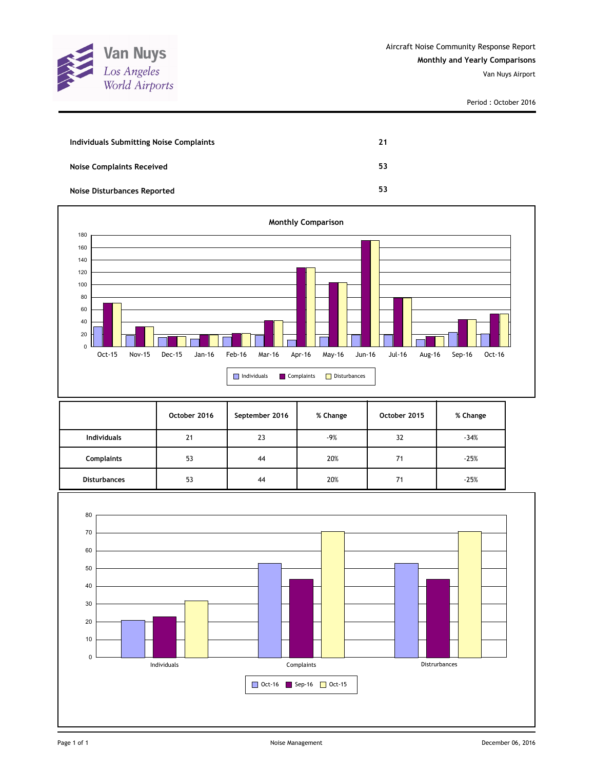Van Nuys
Los Angeles World Airports

Aircraft Noise Community Response Report
**Monthly and Yearly Comparisons**
Van Nuys Airport

Period : October 2016

| | |
|---|---|
| **Individuals Submitting Noise Complaints** | **21** |
| **Noise Complaints Received** | **53** |
| **Noise Disturbances Reported** | **53** |

**Monthly Comparison**

| | Oct-15 | Nov-15 | Dec-15 | Jan-16 | Feb-16 | Mar-16 | Apr-16 | May-16 | Jun-16 | Jul-16 | Aug-16 | Sep-16 | Oct-16 |
|---|---|---|---|---|---|---|---|---|---|---|---|---|---|
| Individuals | 32 | 19 | 15 | 13 | 16 | 19 | 11 | 16 | 20 | 20 | 12 | 23 | 21 |
| Complaints | 71 | 32 | 17 | 20 | 22 | 42 | 128 | 104 | 172 | 79 | 17 | 44 | 53 |
| Disturbances | 71 | 32 | 17 | 20 | 22 | 42 | 128 | 104 | 172 | 79 | 17 | 44 | 53 |

| | October 2016 | September 2016 | % Change | October 2015 | % Change |
|---|---|---|---|---|---|
| **Individuals** | 21 | 23 | -9% | 32 | -34% |
| **Complaints** | 53 | 44 | 20% | 71 | -25% |
| **Disturbances** | 53 | 44 | 20% | 71 | -25% |

| | Oct-16 | Sep-16 | Oct-15 |
|---|---|---|---|
| Individuals | 21 | 23 | 32 |
| Complaints | 53 | 44 | 71 |
| Distrurbances | 53 | 44 | 71 |

Noise Management

December 06, 2016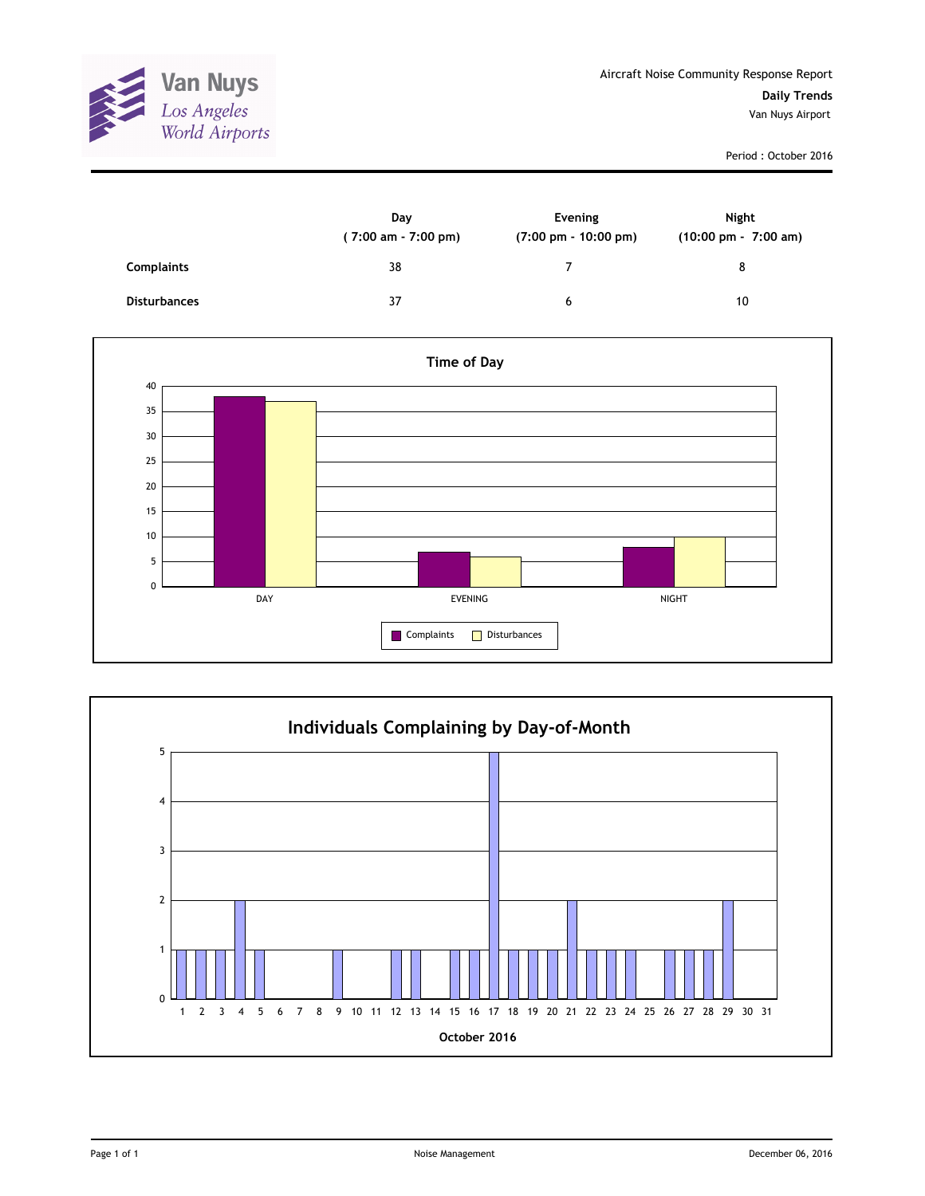Van Nuys
Los Angeles
World Airports

Aircraft Noise Community Response Report

**Daily Trends**

Van Nuys Airport

Period : October 2016

| | Day ( 7:00 am - 7:00 pm) | Evening (7:00 pm - 10:00 pm) | Night (10:00 pm - 7:00 am) |
|---|---|---|---|
| **Complaints** | 38 | 7 | 8 |
| **Disturbances** | 37 | 6 | 10 |

**Time of Day**

| | Complaints | Disturbances |
|---|---|---|
| DAY | 38 | 37 |
| EVENING | 7 | 6 |
| NIGHT | 8 | 10 |

**Individuals Complaining by Day-of-Month**

October 2016

| Day | 1 | 2 | 3 | 4 | 5 | 6 | 7 | 8 | 9 | 10 | 11 | 12 | 13 | 14 | 15 | 16 | 17 | 18 | 19 | 20 | 21 | 22 | 23 | 24 | 25 | 26 | 27 | 28 | 29 | 30 | 31 |
|---|---|---|---|---|---|---|---|---|---|---|---|---|---|---|---|---|---|---|---|---|---|---|---|---|---|---|---|---|---|---|---|
| Individuals | 1 | 1 | 1 | 2 | 1 | 0 | 0 | 0 | 1 | 0 | 0 | 1 | 1 | 0 | 1 | 1 | 5 | 1 | 1 | 1 | 2 | 1 | 1 | 1 | 0 | 1 | 1 | 1 | 2 | 0 | 0 |

Noise Management

December 06, 2016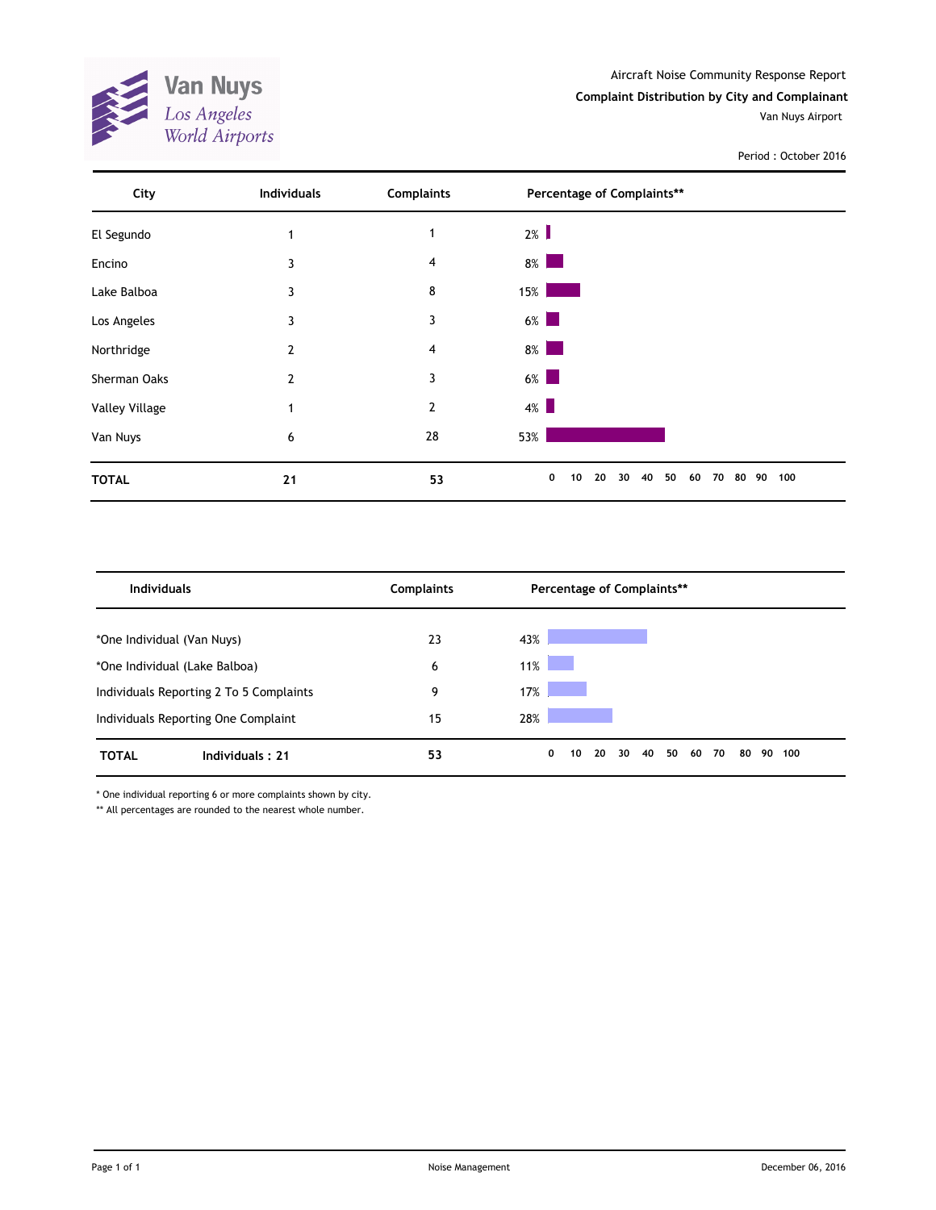Van Nuys
Los Angeles World Airports

Aircraft Noise Community Response Report

**Complaint Distribution by City and Complainant**

Van Nuys Airport

Period : October 2016

| City | Individuals | Complaints | Percentage of Complaints** |
|---|---|---|---|
| El Segundo | 1 | 1 | 2% |
| Encino | 3 | 4 | 8% |
| Lake Balboa | 3 | 8 | 15% |
| Los Angeles | 3 | 3 | 6% |
| Northridge | 2 | 4 | 8% |
| Sherman Oaks | 2 | 3 | 6% |
| Valley Village | 1 | 2 | 4% |
| Van Nuys | 6 | 28 | 53% |
| **TOTAL** | **21** | **53** | |

| Individuals | Complaints | Percentage of Complaints** |
|---|---|---|
| *One Individual (Van Nuys) | 23 | 43% |
| *One Individual (Lake Balboa) | 6 | 11% |
| Individuals Reporting 2 To 5 Complaints | 9 | 17% |
| Individuals Reporting One Complaint | 15 | 28% |
| **TOTAL** **Individuals : 21** | **53** | |

* One individual reporting 6 or more complaints shown by city.

** All percentages are rounded to the nearest whole number.

Noise Management

December 06, 2016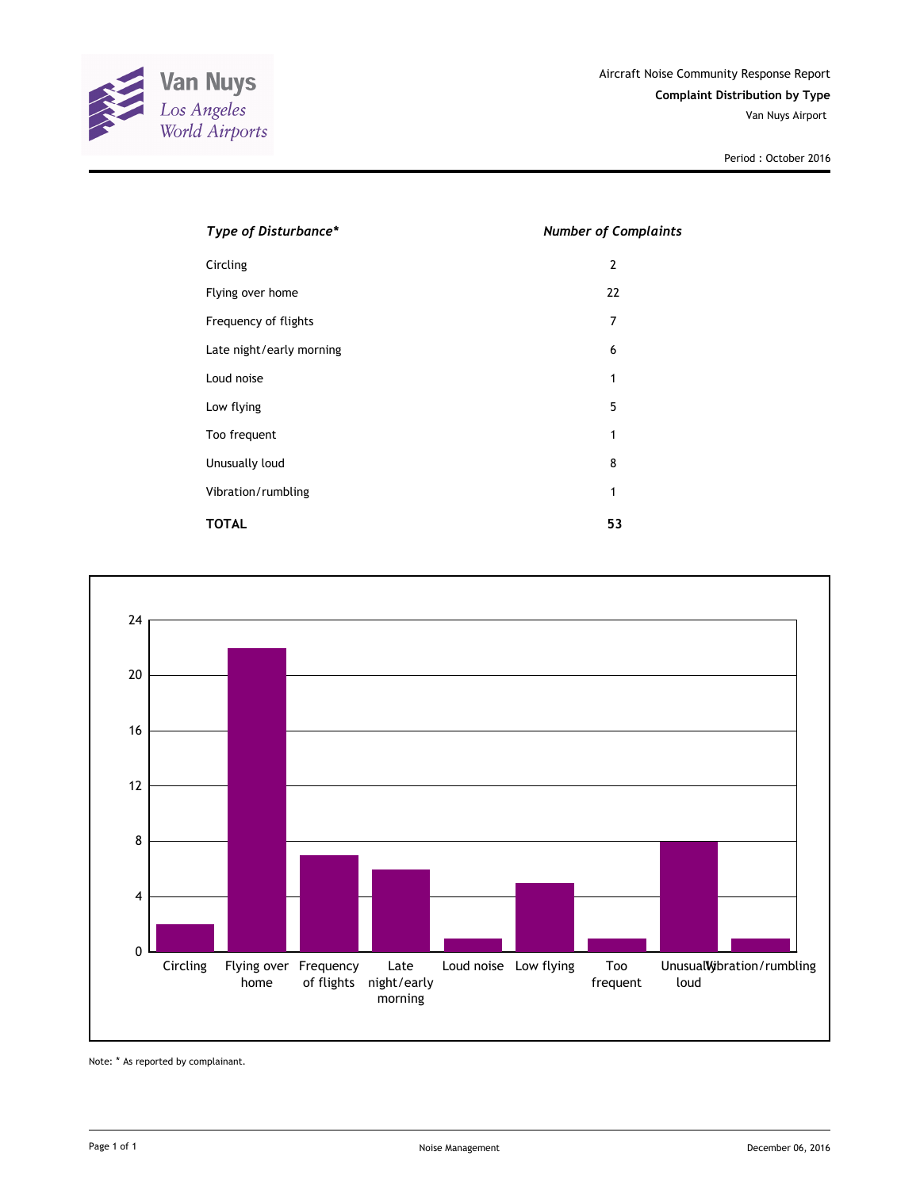Van Nuys
Los Angeles World Airports

Aircraft Noise Community Response Report

**Complaint Distribution by Type**

Van Nuys Airport

Period : October 2016

| *Type of Disturbance\** | *Number of Complaints* |
|---|---|
| Circling | 2 |
| Flying over home | 22 |
| Frequency of flights | 7 |
| Late night/early morning | 6 |
| Loud noise | 1 |
| Low flying | 5 |
| Too frequent | 1 |
| Unusually loud | 8 |
| Vibration/rumbling | 1 |
| **TOTAL** | **53** |

Note: * As reported by complainant.

Noise Management

December 06, 2016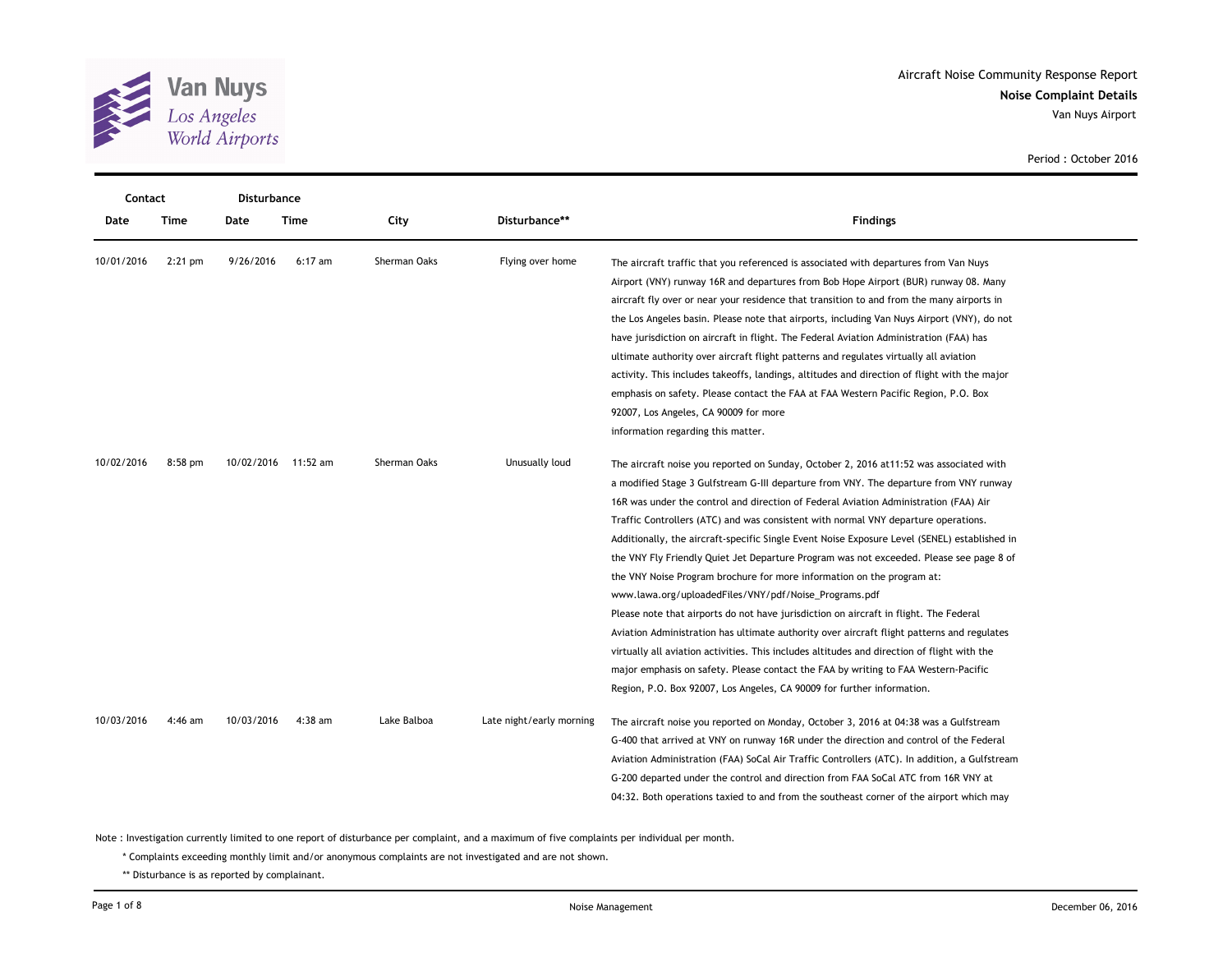Aircraft Noise Community Response Report

**Noise Complaint Details**

Van Nuys Airport

Period : October 2016

| Contact Date | Contact Time | Disturbance Date | Disturbance Time | City | Disturbance** | Findings |
|---|---|---|---|---|---|---|
| 10/01/2016 | 2:21 pm | 9/26/2016 | 6:17 am | Sherman Oaks | Flying over home | The aircraft traffic that you referenced is associated with departures from Van Nuys Airport (VNY) runway 16R and departures from Bob Hope Airport (BUR) runway 08. Many aircraft fly over or near your residence that transition to and from the many airports in the Los Angeles basin. Please note that airports, including Van Nuys Airport (VNY), do not have jurisdiction on aircraft in flight. The Federal Aviation Administration (FAA) has ultimate authority over aircraft flight patterns and regulates virtually all aviation activity. This includes takeoffs, landings, altitudes and direction of flight with the major emphasis on safety. Please contact the FAA at FAA Western Pacific Region, P.O. Box 92007, Los Angeles, CA 90009 for more information regarding this matter. |
| 10/02/2016 | 8:58 pm | 10/02/2016 | 11:52 am | Sherman Oaks | Unusually loud | The aircraft noise you reported on Sunday, October 2, 2016 at11:52 was associated with a modified Stage 3 Gulfstream G-III departure from VNY. The departure from VNY runway 16R was under the control and direction of Federal Aviation Administration (FAA) Air Traffic Controllers (ATC) and was consistent with normal VNY departure operations. Additionally, the aircraft-specific Single Event Noise Exposure Level (SENEL) established in the VNY Fly Friendly Quiet Jet Departure Program was not exceeded. Please see page 8 of the VNY Noise Program brochure for more information on the program at: www.lawa.org/uploadedFiles/VNY/pdf/Noise_Programs.pdf Please note that airports do not have jurisdiction on aircraft in flight. The Federal Aviation Administration has ultimate authority over aircraft flight patterns and regulates virtually all aviation activities. This includes altitudes and direction of flight with the major emphasis on safety. Please contact the FAA by writing to FAA Western-Pacific Region, P.O. Box 92007, Los Angeles, CA 90009 for further information. |
| 10/03/2016 | 4:46 am | 10/03/2016 | 4:38 am | Lake Balboa | Late night/early morning | The aircraft noise you reported on Monday, October 3, 2016 at 04:38 was a Gulfstream G-400 that arrived at VNY on runway 16R under the direction and control of the Federal Aviation Administration (FAA) SoCal Air Traffic Controllers (ATC). In addition, a Gulfstream G-200 departed under the control and direction from FAA SoCal ATC from 16R VNY at 04:32. Both operations taxied to and from the southeast corner of the airport which may |

Note : Investigation currently limited to one report of disturbance per complaint, and a maximum of five complaints per individual per month.

\* Complaints exceeding monthly limit and/or anonymous complaints are not investigated and are not shown.

\** Disturbance is as reported by complainant.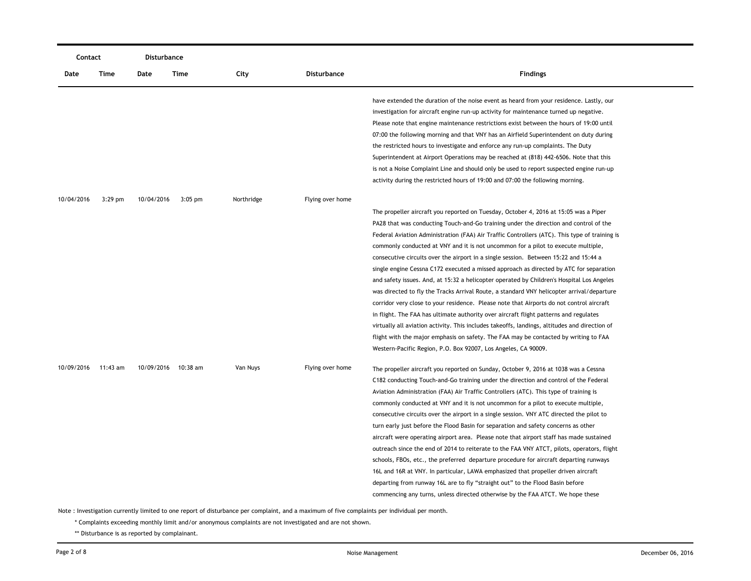| Contact | | Disturbance | | | | |
|---|---|---|---|---|---|---|
| Date | Time | Date | Time | City | Disturbance | Findings |
| | | | | | | have extended the duration of the noise event as heard from your residence. Lastly, our investigation for aircraft engine run-up activity for maintenance turned up negative. Please note that engine maintenance restrictions exist between the hours of 19:00 until 07:00 the following morning and that VNY has an Airfield Superintendent on duty during the restricted hours to investigate and enforce any run-up complaints. The Duty Superintendent at Airport Operations may be reached at (818) 442-6506. Note that this is not a Noise Complaint Line and should only be used to report suspected engine run-up activity during the restricted hours of 19:00 and 07:00 the following morning. |
| 10/04/2016 | 3:29 pm | 10/04/2016 | 3:05 pm | Northridge | Flying over home | The propeller aircraft you reported on Tuesday, October 4, 2016 at 15:05 was a Piper PA28 that was conducting Touch-and-Go training under the direction and control of the Federal Aviation Administration (FAA) Air Traffic Controllers (ATC). This type of training is commonly conducted at VNY and it is not uncommon for a pilot to execute multiple, consecutive circuits over the airport in a single session. Between 15:22 and 15:44 a single engine Cessna C172 executed a missed approach as directed by ATC for separation and safety issues. And, at 15:32 a helicopter operated by Children's Hospital Los Angeles was directed to fly the Tracks Arrival Route, a standard VNY helicopter arrival/departure corridor very close to your residence. Please note that Airports do not control aircraft in flight. The FAA has ultimate authority over aircraft flight patterns and regulates virtually all aviation activity. This includes takeoffs, landings, altitudes and direction of flight with the major emphasis on safety. The FAA may be contacted by writing to FAA Western-Pacific Region, P.O. Box 92007, Los Angeles, CA 90009. |
| 10/09/2016 | 11:43 am | 10/09/2016 | 10:38 am | Van Nuys | Flying over home | The propeller aircraft you reported on Sunday, October 9, 2016 at 1038 was a Cessna C182 conducting Touch-and-Go training under the direction and control of the Federal Aviation Administration (FAA) Air Traffic Controllers (ATC). This type of training is commonly conducted at VNY and it is not uncommon for a pilot to execute multiple, consecutive circuits over the airport in a single session. VNY ATC directed the pilot to turn early just before the Flood Basin for separation and safety concerns as other aircraft were operating airport area. Please note that airport staff has made sustained outreach since the end of 2014 to reiterate to the FAA VNY ATCT, pilots, operators, flight schools, FBOs, etc., the preferred departure procedure for aircraft departing runways 16L and 16R at VNY. In particular, LAWA emphasized that propeller driven aircraft departing from runway 16L are to fly "straight out" to the Flood Basin before commencing any turns, unless directed otherwise by the FAA ATCT. We hope these |

Note : Investigation currently limited to one report of disturbance per complaint, and a maximum of five complaints per individual per month.

\* Complaints exceeding monthly limit and/or anonymous complaints are not investigated and are not shown.

\*\* Disturbance is as reported by complainant.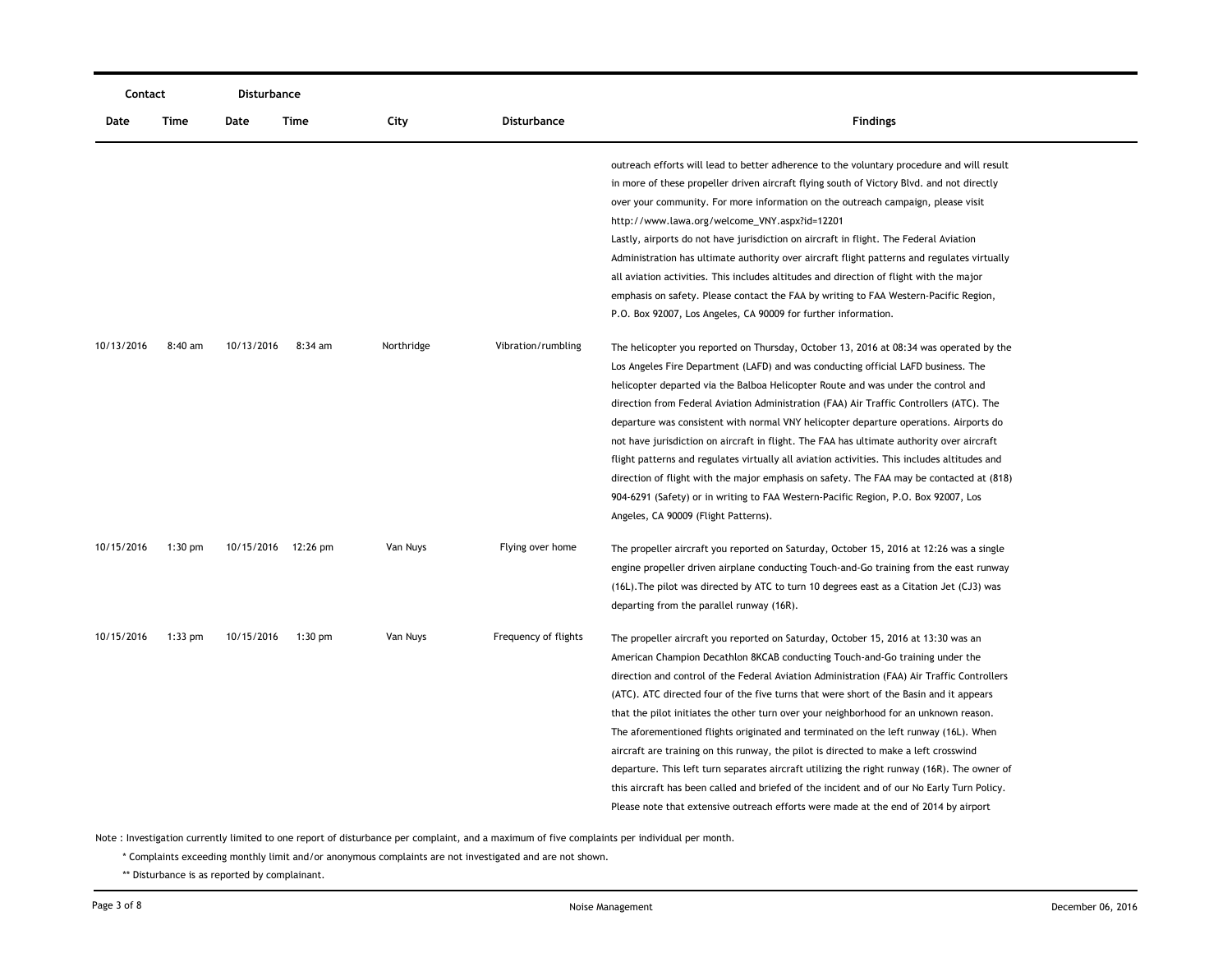| Contact | | Disturbance | | | | |
| --- | --- | --- | --- | --- | --- | --- |
| Date | Time | Date | Time | City | Disturbance | Findings |
| | | | | | | outreach efforts will lead to better adherence to the voluntary procedure and will result in more of these propeller driven aircraft flying south of Victory Blvd. and not directly over your community. For more information on the outreach campaign, please visit http://www.lawa.org/welcome_VNY.aspx?id=12201 Lastly, airports do not have jurisdiction on aircraft in flight. The Federal Aviation Administration has ultimate authority over aircraft flight patterns and regulates virtually all aviation activities. This includes altitudes and direction of flight with the major emphasis on safety. Please contact the FAA by writing to FAA Western-Pacific Region, P.O. Box 92007, Los Angeles, CA 90009 for further information. |
| 10/13/2016 | 8:40 am | 10/13/2016 | 8:34 am | Northridge | Vibration/rumbling | The helicopter you reported on Thursday, October 13, 2016 at 08:34 was operated by the Los Angeles Fire Department (LAFD) and was conducting official LAFD business. The helicopter departed via the Balboa Helicopter Route and was under the control and direction from Federal Aviation Administration (FAA) Air Traffic Controllers (ATC). The departure was consistent with normal VNY helicopter departure operations. Airports do not have jurisdiction on aircraft in flight. The FAA has ultimate authority over aircraft flight patterns and regulates virtually all aviation activities. This includes altitudes and direction of flight with the major emphasis on safety. The FAA may be contacted at (818) 904-6291 (Safety) or in writing to FAA Western-Pacific Region, P.O. Box 92007, Los Angeles, CA 90009 (Flight Patterns). |
| 10/15/2016 | 1:30 pm | 10/15/2016 | 12:26 pm | Van Nuys | Flying over home | The propeller aircraft you reported on Saturday, October 15, 2016 at 12:26 was a single engine propeller driven airplane conducting Touch-and-Go training from the east runway (16L).The pilot was directed by ATC to turn 10 degrees east as a Citation Jet (CJ3) was departing from the parallel runway (16R). |
| 10/15/2016 | 1:33 pm | 10/15/2016 | 1:30 pm | Van Nuys | Frequency of flights | The propeller aircraft you reported on Saturday, October 15, 2016 at 13:30 was an American Champion Decathlon 8KCAB conducting Touch-and-Go training under the direction and control of the Federal Aviation Administration (FAA) Air Traffic Controllers (ATC). ATC directed four of the five turns that were short of the Basin and it appears that the pilot initiates the other turn over your neighborhood for an unknown reason. The aforementioned flights originated and terminated on the left runway (16L). When aircraft are training on this runway, the pilot is directed to make a left crosswind departure. This left turn separates aircraft utilizing the right runway (16R). The owner of this aircraft has been called and briefed of the incident and of our No Early Turn Policy. Please note that extensive outreach efforts were made at the end of 2014 by airport |

Note : Investigation currently limited to one report of disturbance per complaint, and a maximum of five complaints per individual per month.

\* Complaints exceeding monthly limit and/or anonymous complaints are not investigated and are not shown.

\*\* Disturbance is as reported by complainant.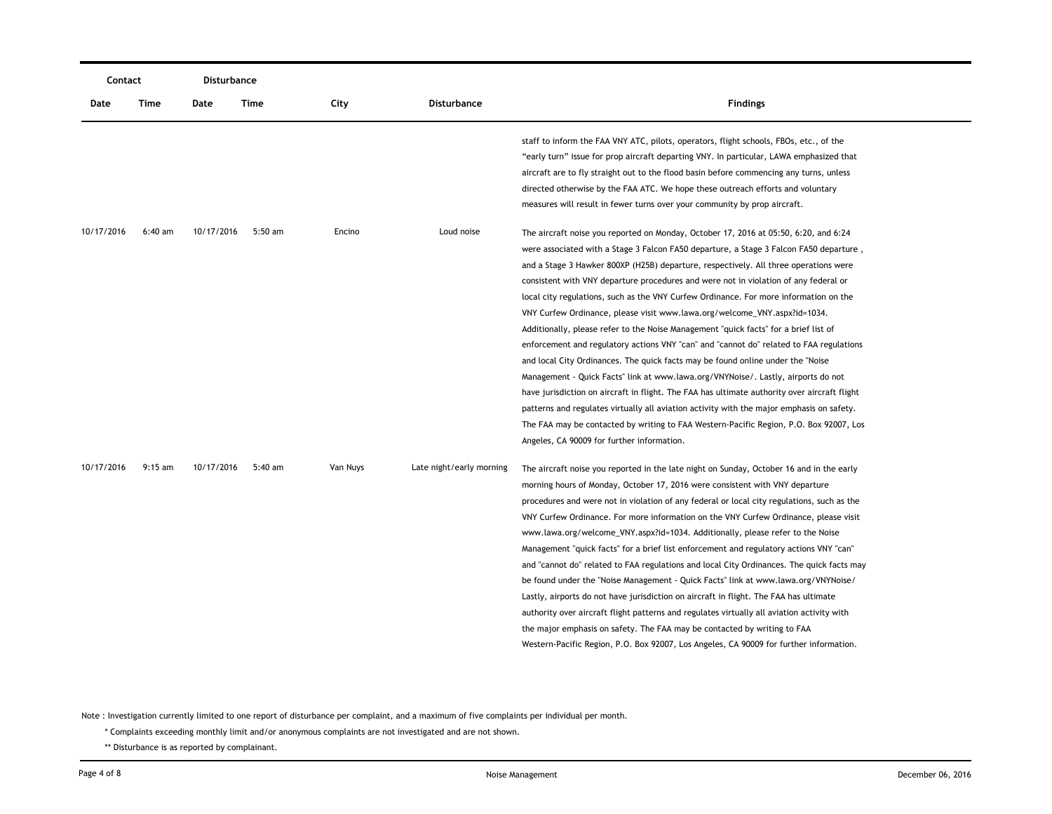| Contact | | Disturbance | | | | |
|---|---|---|---|---|---|---|
| Date | Time | Date | Time | City | Disturbance | Findings |
| | | | | | | staff to inform the FAA VNY ATC, pilots, operators, flight schools, FBOs, etc., of the "early turn" issue for prop aircraft departing VNY. In particular, LAWA emphasized that aircraft are to fly straight out to the flood basin before commencing any turns, unless directed otherwise by the FAA ATC. We hope these outreach efforts and voluntary measures will result in fewer turns over your community by prop aircraft. |
| 10/17/2016 | 6:40 am | 10/17/2016 | 5:50 am | Encino | Loud noise | The aircraft noise you reported on Monday, October 17, 2016 at 05:50, 6:20, and 6:24 were associated with a Stage 3 Falcon FA50 departure, a Stage 3 Falcon FA50 departure , and a Stage 3 Hawker 800XP (H25B) departure, respectively. All three operations were consistent with VNY departure procedures and were not in violation of any federal or local city regulations, such as the VNY Curfew Ordinance. For more information on the VNY Curfew Ordinance, please visit www.lawa.org/welcome_VNY.aspx?id=1034. Additionally, please refer to the Noise Management "quick facts" for a brief list of enforcement and regulatory actions VNY "can" and "cannot do" related to FAA regulations and local City Ordinances. The quick facts may be found online under the "Noise Management - Quick Facts" link at www.lawa.org/VNYNoise/. Lastly, airports do not have jurisdiction on aircraft in flight. The FAA has ultimate authority over aircraft flight patterns and regulates virtually all aviation activity with the major emphasis on safety. The FAA may be contacted by writing to FAA Western-Pacific Region, P.O. Box 92007, Los Angeles, CA 90009 for further information. |
| 10/17/2016 | 9:15 am | 10/17/2016 | 5:40 am | Van Nuys | Late night/early morning | The aircraft noise you reported in the late night on Sunday, October 16 and in the early morning hours of Monday, October 17, 2016 were consistent with VNY departure procedures and were not in violation of any federal or local city regulations, such as the VNY Curfew Ordinance. For more information on the VNY Curfew Ordinance, please visit www.lawa.org/welcome_VNY.aspx?id=1034. Additionally, please refer to the Noise Management "quick facts" for a brief list enforcement and regulatory actions VNY "can" and "cannot do" related to FAA regulations and local City Ordinances. The quick facts may be found under the "Noise Management - Quick Facts" link at www.lawa.org/VNYNoise/ Lastly, airports do not have jurisdiction on aircraft in flight. The FAA has ultimate authority over aircraft flight patterns and regulates virtually all aviation activity with the major emphasis on safety. The FAA may be contacted by writing to FAA Western-Pacific Region, P.O. Box 92007, Los Angeles, CA 90009 for further information. |

Note : Investigation currently limited to one report of disturbance per complaint, and a maximum of five complaints per individual per month.

\* Complaints exceeding monthly limit and/or anonymous complaints are not investigated and are not shown.

\*\* Disturbance is as reported by complainant.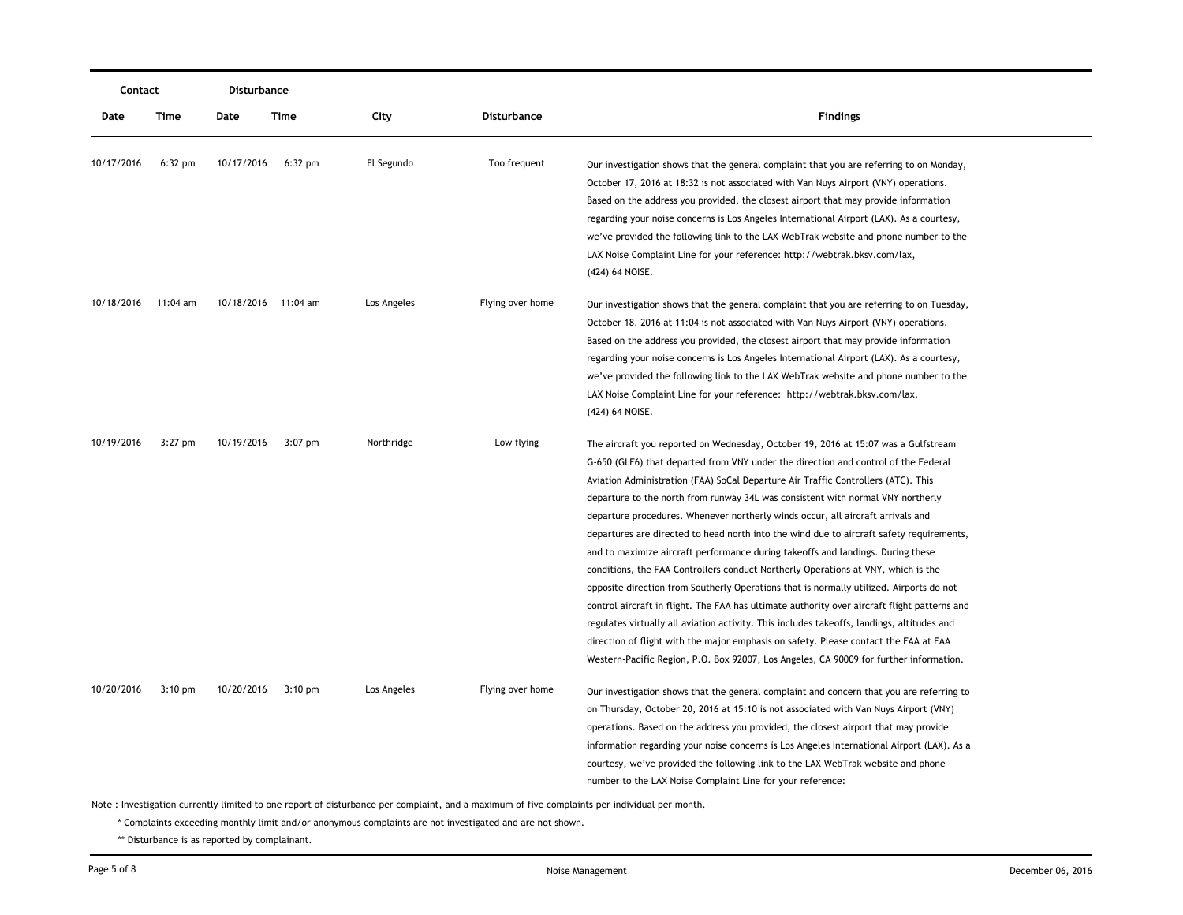| Contact | | Disturbance | | | | |
|---|---|---|---|---|---|---|
| Date | Time | Date | Time | City | Disturbance | Findings |
| 10/17/2016 | 6:32 pm | 10/17/2016 | 6:32 pm | El Segundo | Too frequent | Our investigation shows that the general complaint that you are referring to on Monday, October 17, 2016 at 18:32 is not associated with Van Nuys Airport (VNY) operations. Based on the address you provided, the closest airport that may provide information regarding your noise concerns is Los Angeles International Airport (LAX). As a courtesy, we've provided the following link to the LAX WebTrak website and phone number to the LAX Noise Complaint Line for your reference: http://webtrak.bksv.com/lax, (424) 64 NOISE. |
| 10/18/2016 | 11:04 am | 10/18/2016 | 11:04 am | Los Angeles | Flying over home | Our investigation shows that the general complaint that you are referring to on Tuesday, October 18, 2016 at 11:04 is not associated with Van Nuys Airport (VNY) operations. Based on the address you provided, the closest airport that may provide information regarding your noise concerns is Los Angeles International Airport (LAX). As a courtesy, we've provided the following link to the LAX WebTrak website and phone number to the LAX Noise Complaint Line for your reference: http://webtrak.bksv.com/lax, (424) 64 NOISE. |
| 10/19/2016 | 3:27 pm | 10/19/2016 | 3:07 pm | Northridge | Low flying | The aircraft you reported on Wednesday, October 19, 2016 at 15:07 was a Gulfstream G-650 (GLF6) that departed from VNY under the direction and control of the Federal Aviation Administration (FAA) SoCal Departure Air Traffic Controllers (ATC). This departure to the north from runway 34L was consistent with normal VNY northerly departure procedures. Whenever northerly winds occur, all aircraft arrivals and departures are directed to head north into the wind due to aircraft safety requirements, and to maximize aircraft performance during takeoffs and landings. During these conditions, the FAA Controllers conduct Northerly Operations at VNY, which is the opposite direction from Southerly Operations that is normally utilized. Airports do not control aircraft in flight. The FAA has ultimate authority over aircraft flight patterns and regulates virtually all aviation activity. This includes takeoffs, landings, altitudes and direction of flight with the major emphasis on safety. Please contact the FAA at FAA Western-Pacific Region, P.O. Box 92007, Los Angeles, CA 90009 for further information. |
| 10/20/2016 | 3:10 pm | 10/20/2016 | 3:10 pm | Los Angeles | Flying over home | Our investigation shows that the general complaint and concern that you are referring to on Thursday, October 20, 2016 at 15:10 is not associated with Van Nuys Airport (VNY) operations. Based on the address you provided, the closest airport that may provide information regarding your noise concerns is Los Angeles International Airport (LAX). As a courtesy, we've provided the following link to the LAX WebTrak website and phone number to the LAX Noise Complaint Line for your reference: |

Note : Investigation currently limited to one report of disturbance per complaint, and a maximum of five complaints per individual per month.

\* Complaints exceeding monthly limit and/or anonymous complaints are not investigated and are not shown.

\*\* Disturbance is as reported by complainant.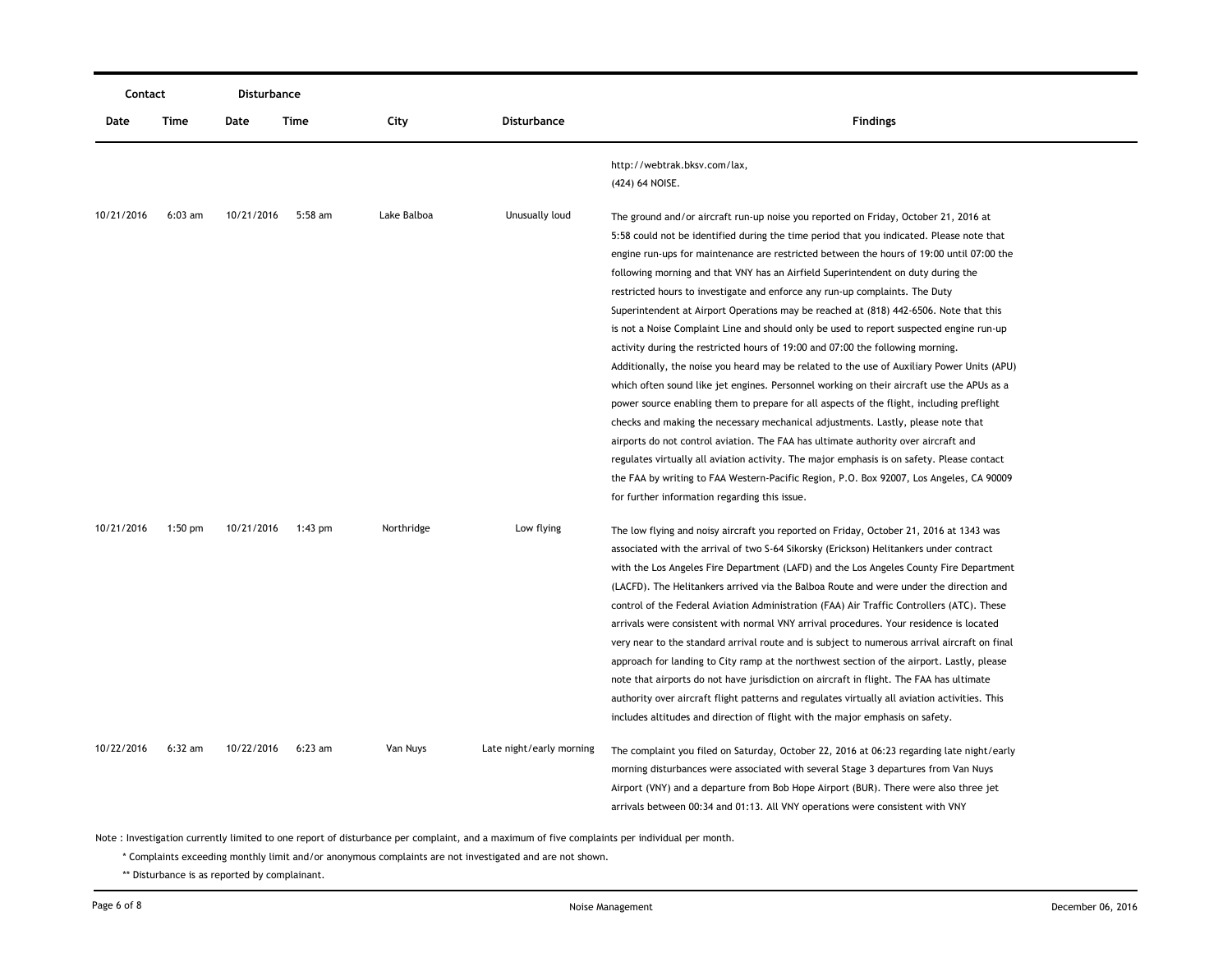| Contact | | Disturbance | | | | |
|---|---|---|---|---|---|---|
| Date | Time | Date | Time | City | Disturbance | Findings |
| | | | | | | http://webtrak.bksv.com/lax, (424) 64 NOISE. |
| 10/21/2016 | 6:03 am | 10/21/2016 | 5:58 am | Lake Balboa | Unusually loud | The ground and/or aircraft run-up noise you reported on Friday, October 21, 2016 at 5:58 could not be identified during the time period that you indicated. Please note that engine run-ups for maintenance are restricted between the hours of 19:00 until 07:00 the following morning and that VNY has an Airfield Superintendent on duty during the restricted hours to investigate and enforce any run-up complaints. The Duty Superintendent at Airport Operations may be reached at (818) 442-6506. Note that this is not a Noise Complaint Line and should only be used to report suspected engine run-up activity during the restricted hours of 19:00 and 07:00 the following morning. Additionally, the noise you heard may be related to the use of Auxiliary Power Units (APU) which often sound like jet engines. Personnel working on their aircraft use the APUs as a power source enabling them to prepare for all aspects of the flight, including preflight checks and making the necessary mechanical adjustments. Lastly, please note that airports do not control aviation. The FAA has ultimate authority over aircraft and regulates virtually all aviation activity. The major emphasis is on safety. Please contact the FAA by writing to FAA Western-Pacific Region, P.O. Box 92007, Los Angeles, CA 90009 for further information regarding this issue. |
| 10/21/2016 | 1:50 pm | 10/21/2016 | 1:43 pm | Northridge | Low flying | The low flying and noisy aircraft you reported on Friday, October 21, 2016 at 1343 was associated with the arrival of two S-64 Sikorsky (Erickson) Helitankers under contract with the Los Angeles Fire Department (LAFD) and the Los Angeles County Fire Department (LACFD). The Helitankers arrived via the Balboa Route and were under the direction and control of the Federal Aviation Administration (FAA) Air Traffic Controllers (ATC). These arrivals were consistent with normal VNY arrival procedures. Your residence is located very near to the standard arrival route and is subject to numerous arrival aircraft on final approach for landing to City ramp at the northwest section of the airport. Lastly, please note that airports do not have jurisdiction on aircraft in flight. The FAA has ultimate authority over aircraft flight patterns and regulates virtually all aviation activities. This includes altitudes and direction of flight with the major emphasis on safety. |
| 10/22/2016 | 6:32 am | 10/22/2016 | 6:23 am | Van Nuys | Late night/early morning | The complaint you filed on Saturday, October 22, 2016 at 06:23 regarding late night/early morning disturbances were associated with several Stage 3 departures from Van Nuys Airport (VNY) and a departure from Bob Hope Airport (BUR). There were also three jet arrivals between 00:34 and 01:13. All VNY operations were consistent with VNY |

Note : Investigation currently limited to one report of disturbance per complaint, and a maximum of five complaints per individual per month.

\* Complaints exceeding monthly limit and/or anonymous complaints are not investigated and are not shown.

\*\* Disturbance is as reported by complainant.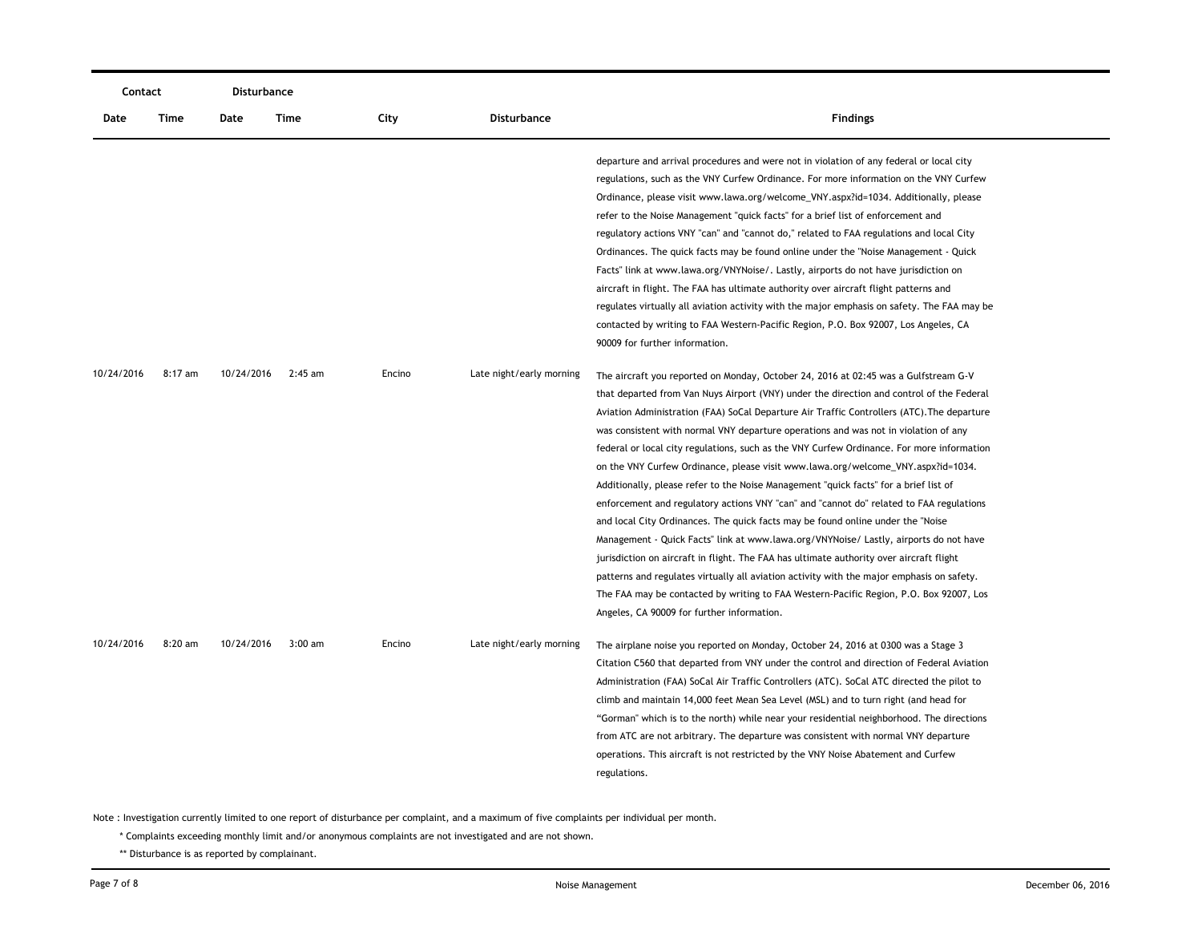| Contact | | Disturbance | | | | |
|---|---|---|---|---|---|---|
| Date | Time | Date | Time | City | Disturbance | Findings |
| | | | | | | departure and arrival procedures and were not in violation of any federal or local city regulations, such as the VNY Curfew Ordinance. For more information on the VNY Curfew Ordinance, please visit www.lawa.org/welcome_VNY.aspx?id=1034. Additionally, please refer to the Noise Management "quick facts" for a brief list of enforcement and regulatory actions VNY "can" and "cannot do," related to FAA regulations and local City Ordinances. The quick facts may be found online under the "Noise Management - Quick Facts" link at www.lawa.org/VNYNoise/. Lastly, airports do not have jurisdiction on aircraft in flight. The FAA has ultimate authority over aircraft flight patterns and regulates virtually all aviation activity with the major emphasis on safety. The FAA may be contacted by writing to FAA Western-Pacific Region, P.O. Box 92007, Los Angeles, CA 90009 for further information. |
| 10/24/2016 | 8:17 am | 10/24/2016 | 2:45 am | Encino | Late night/early morning | The aircraft you reported on Monday, October 24, 2016 at 02:45 was a Gulfstream G-V that departed from Van Nuys Airport (VNY) under the direction and control of the Federal Aviation Administration (FAA) SoCal Departure Air Traffic Controllers (ATC).The departure was consistent with normal VNY departure operations and was not in violation of any federal or local city regulations, such as the VNY Curfew Ordinance. For more information on the VNY Curfew Ordinance, please visit www.lawa.org/welcome_VNY.aspx?id=1034. Additionally, please refer to the Noise Management "quick facts" for a brief list of enforcement and regulatory actions VNY "can" and "cannot do" related to FAA regulations and local City Ordinances. The quick facts may be found online under the "Noise Management - Quick Facts" link at www.lawa.org/VNYNoise/ Lastly, airports do not have jurisdiction on aircraft in flight. The FAA has ultimate authority over aircraft flight patterns and regulates virtually all aviation activity with the major emphasis on safety. The FAA may be contacted by writing to FAA Western-Pacific Region, P.O. Box 92007, Los Angeles, CA 90009 for further information. |
| 10/24/2016 | 8:20 am | 10/24/2016 | 3:00 am | Encino | Late night/early morning | The airplane noise you reported on Monday, October 24, 2016 at 0300 was a Stage 3 Citation C560 that departed from VNY under the control and direction of Federal Aviation Administration (FAA) SoCal Air Traffic Controllers (ATC). SoCal ATC directed the pilot to climb and maintain 14,000 feet Mean Sea Level (MSL) and to turn right (and head for "Gorman" which is to the north) while near your residential neighborhood. The directions from ATC are not arbitrary. The departure was consistent with normal VNY departure operations. This aircraft is not restricted by the VNY Noise Abatement and Curfew regulations. |

Note : Investigation currently limited to one report of disturbance per complaint, and a maximum of five complaints per individual per month.

\* Complaints exceeding monthly limit and/or anonymous complaints are not investigated and are not shown.

\*\* Disturbance is as reported by complainant.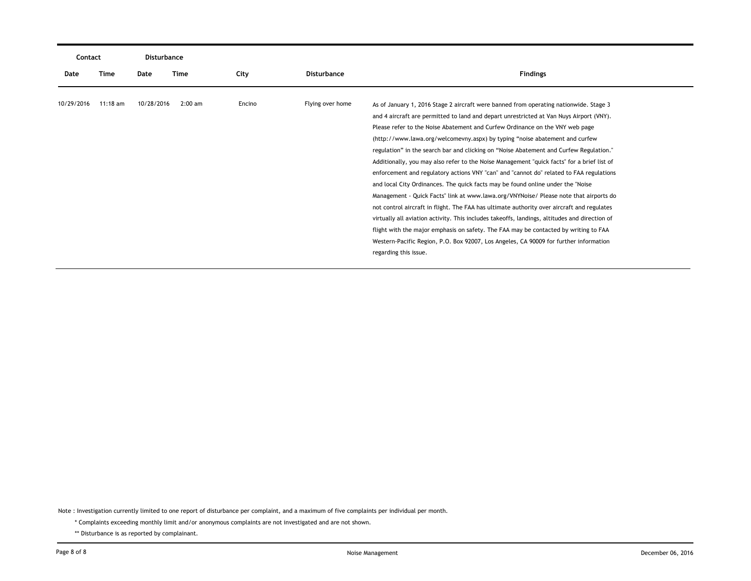| Contact | | Disturbance | | | | |
|---|---|---|---|---|---|---|
| Date | Time | Date | Time | City | Disturbance | Findings |
| 10/29/2016 | 11:18 am | 10/28/2016 | 2:00 am | Encino | Flying over home | As of January 1, 2016 Stage 2 aircraft were banned from operating nationwide. Stage 3 and 4 aircraft are permitted to land and depart unrestricted at Van Nuys Airport (VNY). Please refer to the Noise Abatement and Curfew Ordinance on the VNY web page (http://www.lawa.org/welcomevny.aspx) by typing "noise abatement and curfew regulation" in the search bar and clicking on "Noise Abatement and Curfew Regulation." Additionally, you may also refer to the Noise Management "quick facts" for a brief list of enforcement and regulatory actions VNY "can" and "cannot do" related to FAA regulations and local City Ordinances. The quick facts may be found online under the "Noise Management - Quick Facts" link at www.lawa.org/VNYNoise/ Please note that airports do not control aircraft in flight. The FAA has ultimate authority over aircraft and regulates virtually all aviation activity. This includes takeoffs, landings, altitudes and direction of flight with the major emphasis on safety. The FAA may be contacted by writing to FAA Western-Pacific Region, P.O. Box 92007, Los Angeles, CA 90009 for further information regarding this issue. |

Note : Investigation currently limited to one report of disturbance per complaint, and a maximum of five complaints per individual per month.

\* Complaints exceeding monthly limit and/or anonymous complaints are not investigated and are not shown.

\*\* Disturbance is as reported by complainant.